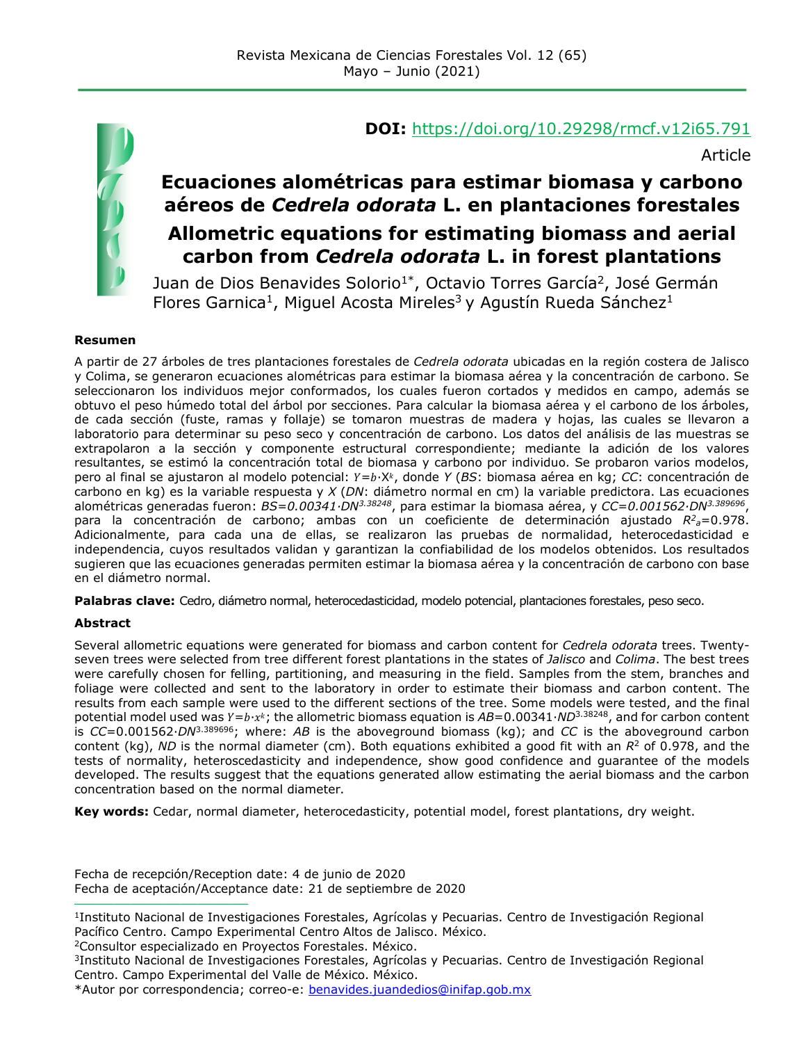DOI: https://doi.org/10.29298/rmcf.v12i65.791

Article

# Ecuaciones alométricas para estimar biomasa y carbono aéreos de *Cedrela odorata* L. en plantaciones forestales

# Allometric equations for estimating biomass and aerial carbon from *Cedrela odorata* L. in forest plantations

Juan de Dios Benavides Solorio[1*], Octavio Torres García[2], José Germán Flores Garnica[1], Miguel Acosta Mireles[3] y Agustín Rueda Sánchez[1]

**Resumen**

A partir de 27 árboles de tres plantaciones forestales de *Cedrela odorata* ubicadas en la región costera de Jalisco y Colima, se generaron ecuaciones alométricas para estimar la biomasa aérea y la concentración de carbono. Se seleccionaron los individuos mejor conformados, los cuales fueron cortados y medidos en campo, además se obtuvo el peso húmedo total del árbol por secciones. Para calcular la biomasa aérea y el carbono de los árboles, de cada sección (fuste, ramas y follaje) se tomaron muestras de madera y hojas, las cuales se llevaron a laboratorio para determinar su peso seco y concentración de carbono. Los datos del análisis de las muestras se extrapolaron a la sección y componente estructural correspondiente; mediante la adición de los valores resultantes, se estimó la concentración total de biomasa y carbono por individuo. Se probaron varios modelos, pero al final se ajustaron al modelo potencial: $Y=b{\cdot}X^k$, donde *Y* (*BS*: biomasa aérea en kg; *CC*: concentración de carbono en kg) es la variable respuesta y *X* (*DN*: diámetro normal en cm) la variable predictora. Las ecuaciones alométricas generadas fueron: $BS=0.00341{\cdot}DN^{3.38248}$, para estimar la biomasa aérea, y $CC=0.001562{\cdot}DN^{3.389696}$, para la concentración de carbono; ambas con un coeficiente de determinación ajustado $R^2_a$=0.978. Adicionalmente, para cada una de ellas, se realizaron las pruebas de normalidad, heterocedasticidad e independencia, cuyos resultados validan y garantizan la confiabilidad de los modelos obtenidos. Los resultados sugieren que las ecuaciones generadas permiten estimar la biomasa aérea y la concentración de carbono con base en el diámetro normal.

**Palabras clave:** Cedro, diámetro normal, heterocedasticidad, modelo potencial, plantaciones forestales, peso seco.

**Abstract**

Several allometric equations were generated for biomass and carbon content for *Cedrela odorata* trees. Twenty-seven trees were selected from tree different forest plantations in the states of *Jalisco* and *Colima*. The best trees were carefully chosen for felling, partitioning, and measuring in the field. Samples from the stem, branches and foliage were collected and sent to the laboratory in order to estimate their biomass and carbon content. The results from each sample were used to the different sections of the tree. Some models were tested, and the final potential model used was $Y=b{\cdot}x^k$; the allometric biomass equation is $AB=0.00341{\cdot}ND^{3.38248}$, and for carbon content is $CC=0.001562{\cdot}DN^{3.389696}$; where: *AB* is the aboveground biomass (kg); and *CC* is the aboveground carbon content (kg), *ND* is the normal diameter (cm). Both equations exhibited a good fit with an $R^2$ of 0.978, and the tests of normality, heteroscedasticity and independence, show good confidence and guarantee of the models developed. The results suggest that the equations generated allow estimating the aerial biomass and the carbon concentration based on the normal diameter.

**Key words:** Cedar, normal diameter, heterocedasticity, potential model, forest plantations, dry weight.

Fecha de recepción/Reception date: 4 de junio de 2020
Fecha de aceptación/Acceptance date: 21 de septiembre de 2020

[1]Instituto Nacional de Investigaciones Forestales, Agrícolas y Pecuarias. Centro de Investigación Regional Pacífico Centro. Campo Experimental Centro Altos de Jalisco. México.
[2]Consultor especializado en Proyectos Forestales. México.
[3]Instituto Nacional de Investigaciones Forestales, Agrícolas y Pecuarias. Centro de Investigación Regional Centro. Campo Experimental del Valle de México. México.
*Autor por correspondencia; correo-e: benavides.juandedios@inifap.gob.mx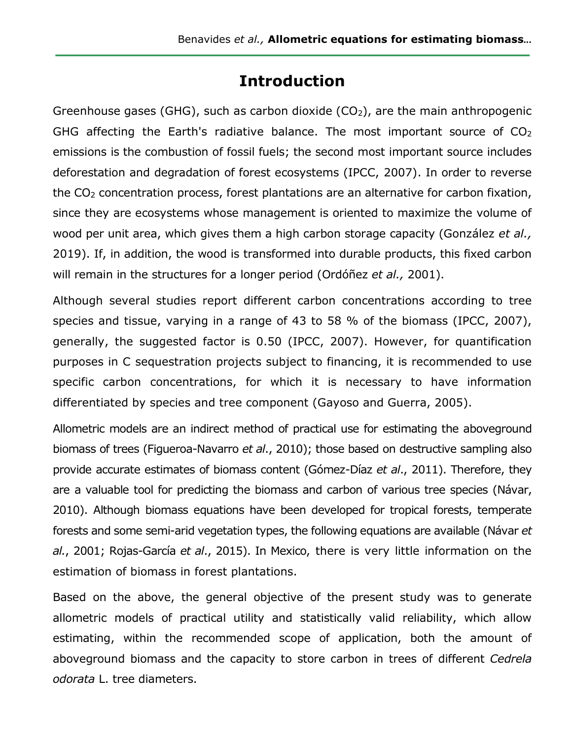# Introduction

Greenhouse gases (GHG), such as carbon dioxide ($CO_2$), are the main anthropogenic GHG affecting the Earth's radiative balance. The most important source of $CO_2$ emissions is the combustion of fossil fuels; the second most important source includes deforestation and degradation of forest ecosystems (IPCC, 2007). In order to reverse the $CO_2$ concentration process, forest plantations are an alternative for carbon fixation, since they are ecosystems whose management is oriented to maximize the volume of wood per unit area, which gives them a high carbon storage capacity (González *et al.,* 2019). If, in addition, the wood is transformed into durable products, this fixed carbon will remain in the structures for a longer period (Ordóñez *et al.,* 2001).

Although several studies report different carbon concentrations according to tree species and tissue, varying in a range of 43 to 58 % of the biomass (IPCC, 2007), generally, the suggested factor is 0.50 (IPCC, 2007). However, for quantification purposes in C sequestration projects subject to financing, it is recommended to use specific carbon concentrations, for which it is necessary to have information differentiated by species and tree component (Gayoso and Guerra, 2005).

Allometric models are an indirect method of practical use for estimating the aboveground biomass of trees (Figueroa-Navarro *et al*., 2010); those based on destructive sampling also provide accurate estimates of biomass content (Gómez-Díaz *et al*., 2011). Therefore, they are a valuable tool for predicting the biomass and carbon of various tree species (Návar, 2010). Although biomass equations have been developed for tropical forests, temperate forests and some semi-arid vegetation types, the following equations are available (Návar *et al*., 2001; Rojas-García *et al*., 2015). In Mexico, there is very little information on the estimation of biomass in forest plantations.

Based on the above, the general objective of the present study was to generate allometric models of practical utility and statistically valid reliability, which allow estimating, within the recommended scope of application, both the amount of aboveground biomass and the capacity to store carbon in trees of different *Cedrela odorata* L. tree diameters.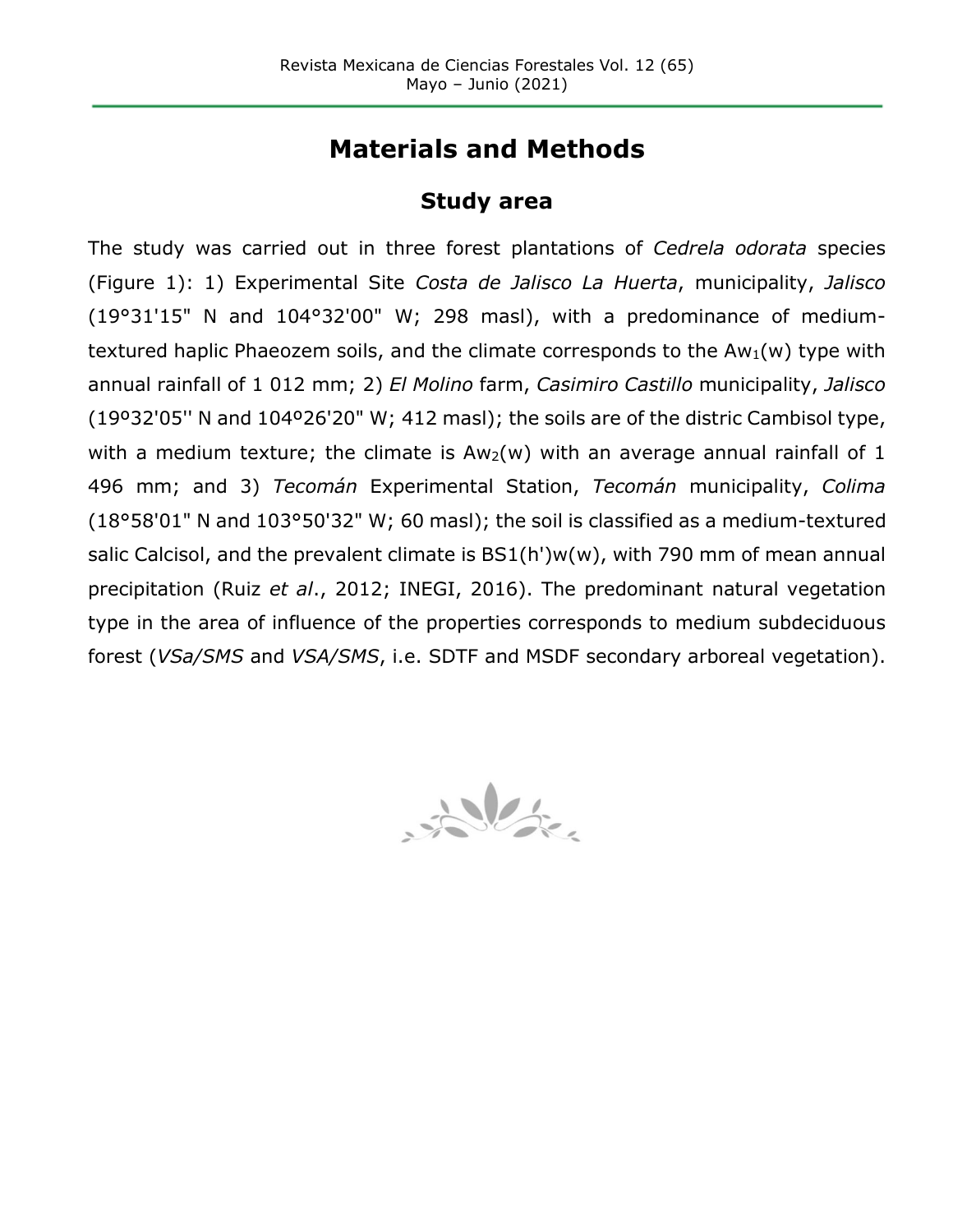# Materials and Methods

## Study area

The study was carried out in three forest plantations of *Cedrela odorata* species (Figure 1): 1) Experimental Site *Costa de Jalisco La Huerta*, municipality, *Jalisco* (19°31'15" N and 104°32'00" W; 298 masl), with a predominance of medium-textured haplic Phaeozem soils, and the climate corresponds to the $Aw_1$(w) type with annual rainfall of 1 012 mm; 2) *El Molino* farm, *Casimiro Castillo* municipality, *Jalisco* (19º32'05'' N and 104º26'20" W; 412 masl); the soils are of the distric Cambisol type, with a medium texture; the climate is $Aw_2$(w) with an average annual rainfall of 1 496 mm; and 3) *Tecomán* Experimental Station, *Tecomán* municipality, *Colima* (18°58'01" N and 103°50'32" W; 60 masl); the soil is classified as a medium-textured salic Calcisol, and the prevalent climate is BS1(h')w(w), with 790 mm of mean annual precipitation (Ruiz *et al*., 2012; INEGI, 2016). The predominant natural vegetation type in the area of influence of the properties corresponds to medium subdeciduous forest (*VSa/SMS* and *VSA/SMS*, i.e. SDTF and MSDF secondary arboreal vegetation).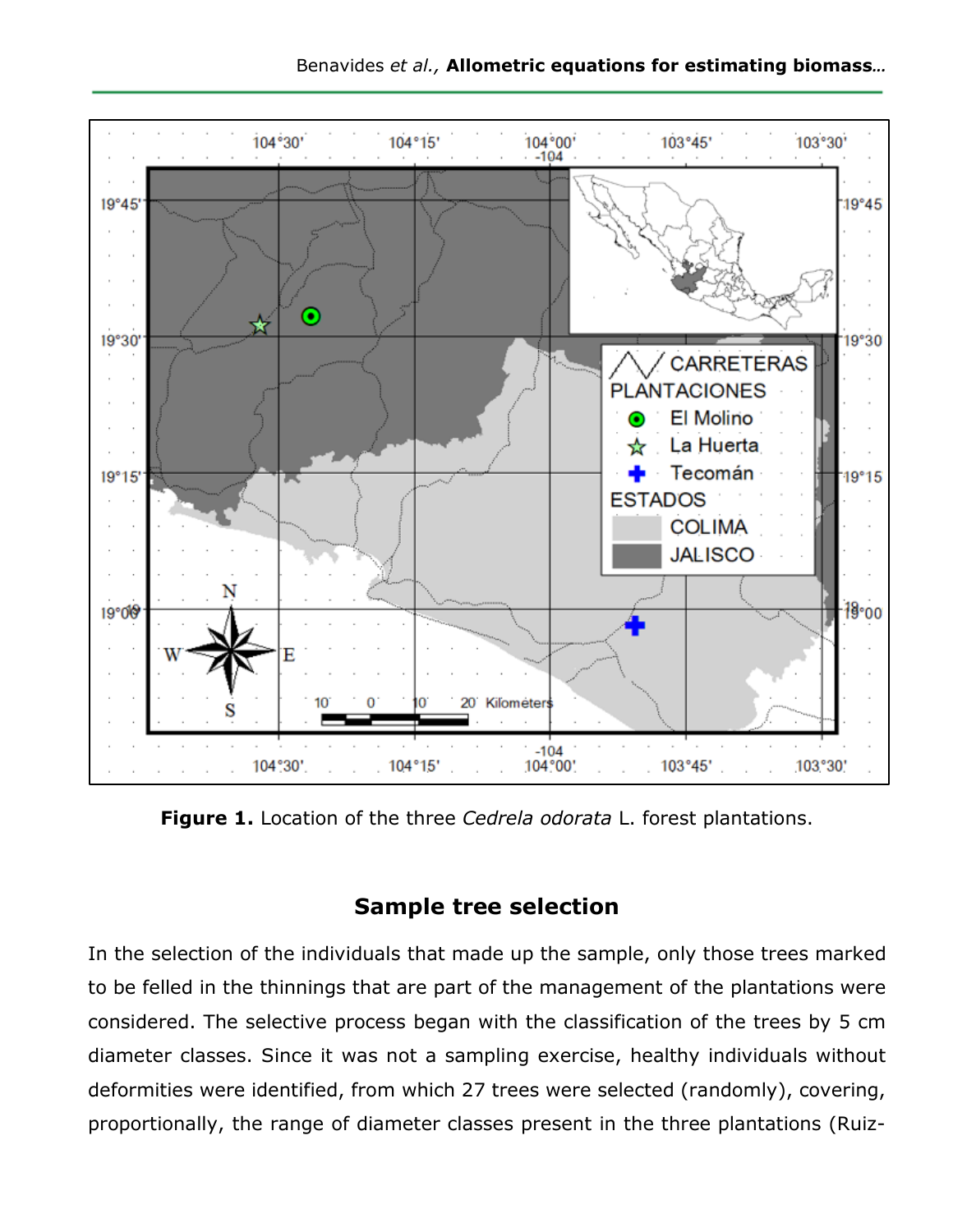**Figure 1.** Location of the three *Cedrela odorata* L. forest plantations.

## Sample tree selection

In the selection of the individuals that made up the sample, only those trees marked to be felled in the thinnings that are part of the management of the plantations were considered. The selective process began with the classification of the trees by 5 cm diameter classes. Since it was not a sampling exercise, healthy individuals without deformities were identified, from which 27 trees were selected (randomly), covering, proportionally, the range of diameter classes present in the three plantations (Ruiz-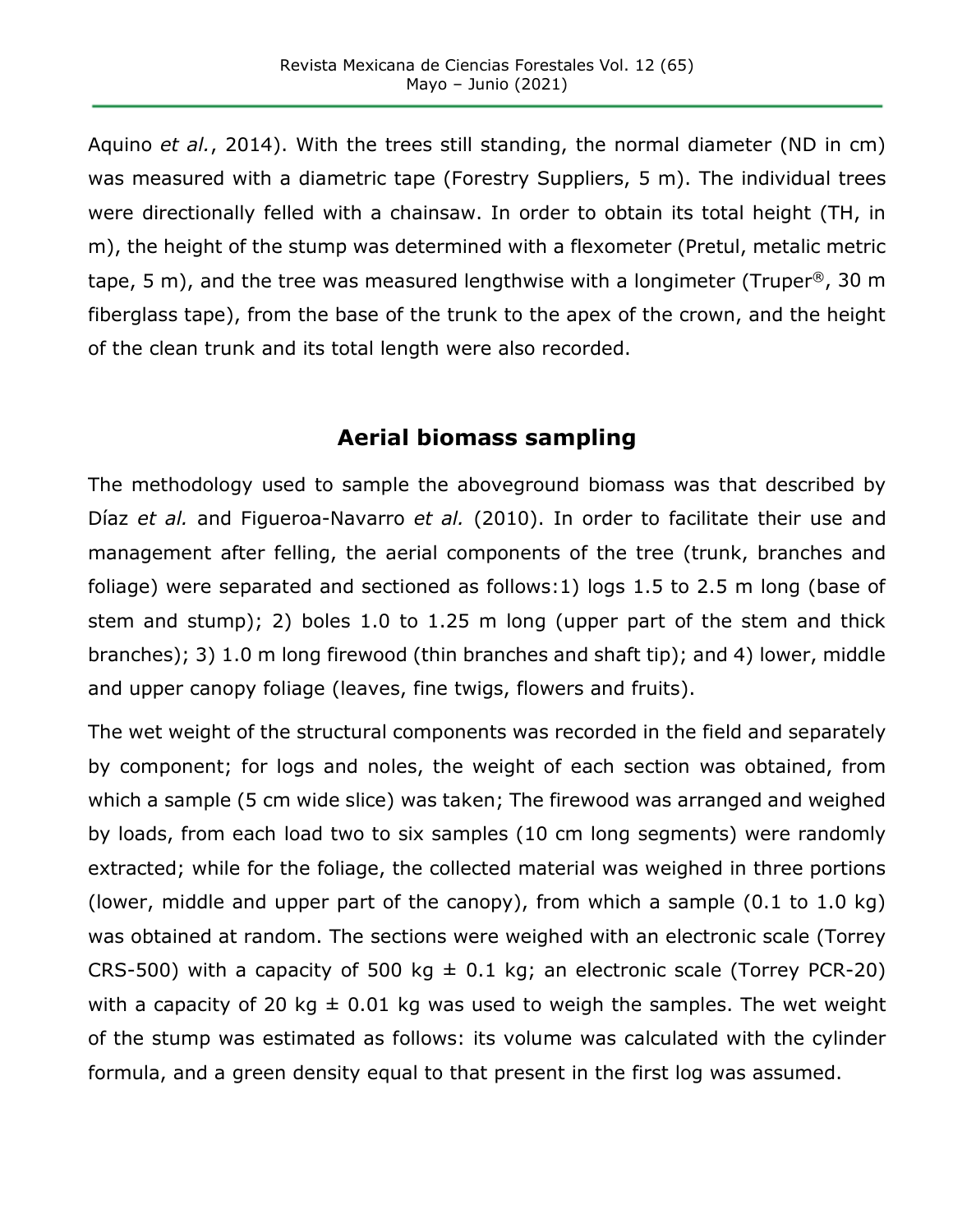Aquino *et al.*, 2014). With the trees still standing, the normal diameter (ND in cm) was measured with a diametric tape (Forestry Suppliers, 5 m). The individual trees were directionally felled with a chainsaw. In order to obtain its total height (TH, in m), the height of the stump was determined with a flexometer (Pretul, metalic metric tape, 5 m), and the tree was measured lengthwise with a longimeter (Truper®, 30 m fiberglass tape), from the base of the trunk to the apex of the crown, and the height of the clean trunk and its total length were also recorded.

## Aerial biomass sampling

The methodology used to sample the aboveground biomass was that described by Díaz *et al.* and Figueroa-Navarro *et al.* (2010). In order to facilitate their use and management after felling, the aerial components of the tree (trunk, branches and foliage) were separated and sectioned as follows:1) logs 1.5 to 2.5 m long (base of stem and stump); 2) boles 1.0 to 1.25 m long (upper part of the stem and thick branches); 3) 1.0 m long firewood (thin branches and shaft tip); and 4) lower, middle and upper canopy foliage (leaves, fine twigs, flowers and fruits).

The wet weight of the structural components was recorded in the field and separately by component; for logs and noles, the weight of each section was obtained, from which a sample (5 cm wide slice) was taken; The firewood was arranged and weighed by loads, from each load two to six samples (10 cm long segments) were randomly extracted; while for the foliage, the collected material was weighed in three portions (lower, middle and upper part of the canopy), from which a sample (0.1 to 1.0 kg) was obtained at random. The sections were weighed with an electronic scale (Torrey CRS-500) with a capacity of 500 kg ± 0.1 kg; an electronic scale (Torrey PCR-20) with a capacity of 20 kg ± 0.01 kg was used to weigh the samples. The wet weight of the stump was estimated as follows: its volume was calculated with the cylinder formula, and a green density equal to that present in the first log was assumed.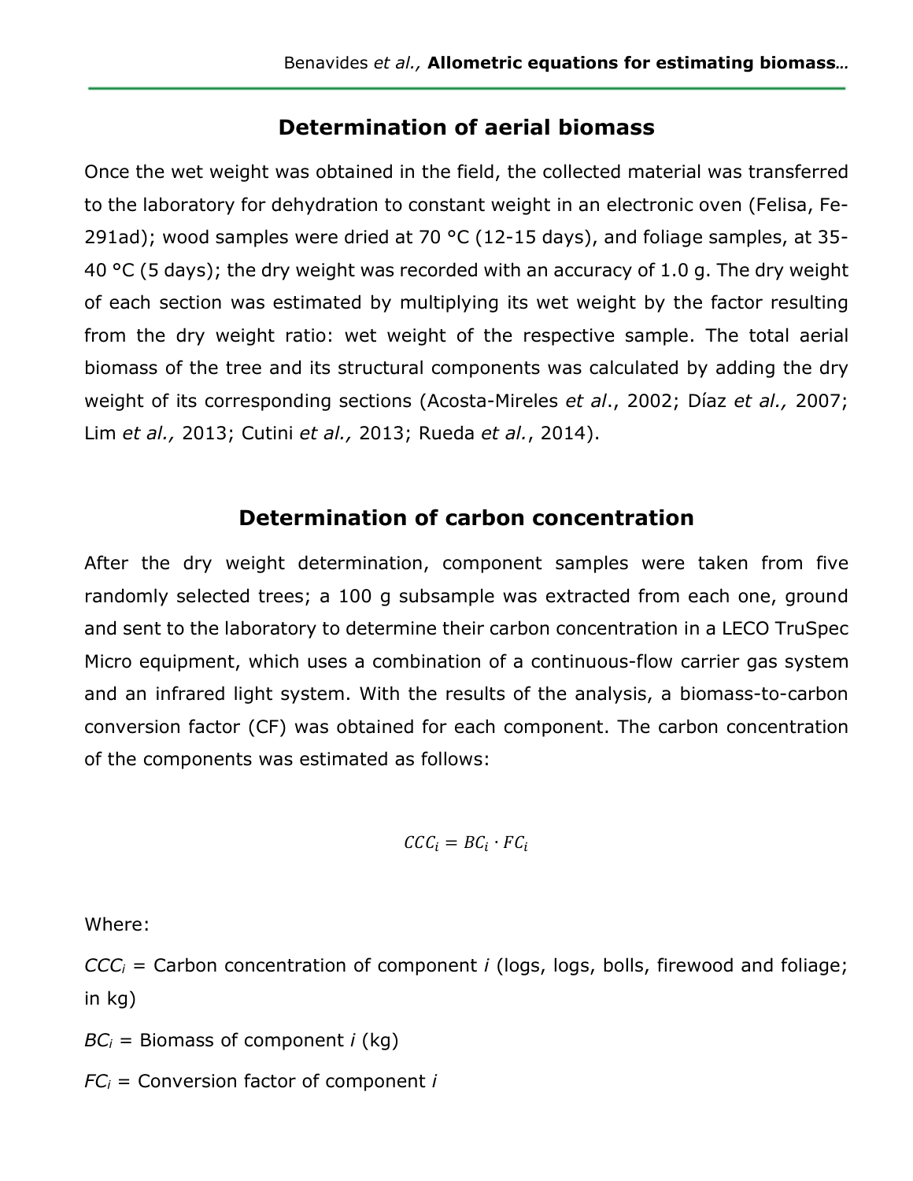## Determination of aerial biomass

Once the wet weight was obtained in the field, the collected material was transferred to the laboratory for dehydration to constant weight in an electronic oven (Felisa, Fe-291ad); wood samples were dried at 70 °C (12-15 days), and foliage samples, at 35-40 °C (5 days); the dry weight was recorded with an accuracy of 1.0 g. The dry weight of each section was estimated by multiplying its wet weight by the factor resulting from the dry weight ratio: wet weight of the respective sample. The total aerial biomass of the tree and its structural components was calculated by adding the dry weight of its corresponding sections (Acosta-Mireles *et al*., 2002; Díaz *et al.,* 2007; Lim *et al.,* 2013; Cutini *et al.,* 2013; Rueda *et al.*, 2014).

## Determination of carbon concentration

After the dry weight determination, component samples were taken from five randomly selected trees; a 100 g subsample was extracted from each one, ground and sent to the laboratory to determine their carbon concentration in a LECO TruSpec Micro equipment, which uses a combination of a continuous-flow carrier gas system and an infrared light system. With the results of the analysis, a biomass-to-carbon conversion factor (CF) was obtained for each component. The carbon concentration of the components was estimated as follows:

$$CCC_i = BC_i \cdot FC_i$$

Where:

$CCC_i$ = Carbon concentration of component *i* (logs, logs, bolls, firewood and foliage; in kg)

$BC_i$ = Biomass of component *i* (kg)

$FC_i$ = Conversion factor of component *i*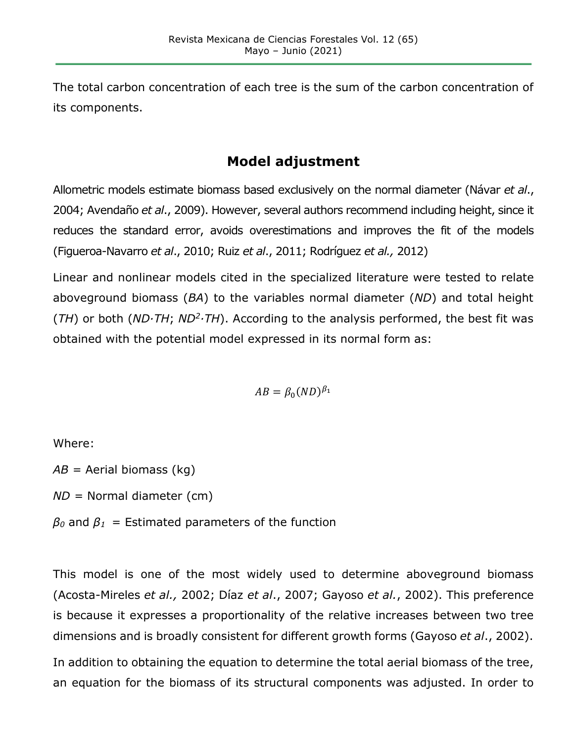The total carbon concentration of each tree is the sum of the carbon concentration of its components.

## Model adjustment

Allometric models estimate biomass based exclusively on the normal diameter (Návar *et al*., 2004; Avendaño *et al*., 2009). However, several authors recommend including height, since it reduces the standard error, avoids overestimations and improves the fit of the models (Figueroa-Navarro *et al*., 2010; Ruiz *et al*., 2011; Rodríguez *et al.,* 2012)

Linear and nonlinear models cited in the specialized literature were tested to relate aboveground biomass (*BA*) to the variables normal diameter (*ND*) and total height (*TH*) or both ($ND \cdot TH$; $ND^2 \cdot TH$). According to the analysis performed, the best fit was obtained with the potential model expressed in its normal form as:

$$AB = \beta_0 (ND)^{\beta_1}$$

Where:

*AB* = Aerial biomass (kg)

*ND* = Normal diameter (cm)

$\beta_0$ and $\beta_1$ = Estimated parameters of the function

This model is one of the most widely used to determine aboveground biomass (Acosta-Mireles *et al.,* 2002; Díaz *et al*., 2007; Gayoso *et al.*, 2002). This preference is because it expresses a proportionality of the relative increases between two tree dimensions and is broadly consistent for different growth forms (Gayoso *et al*., 2002).

In addition to obtaining the equation to determine the total aerial biomass of the tree, an equation for the biomass of its structural components was adjusted. In order to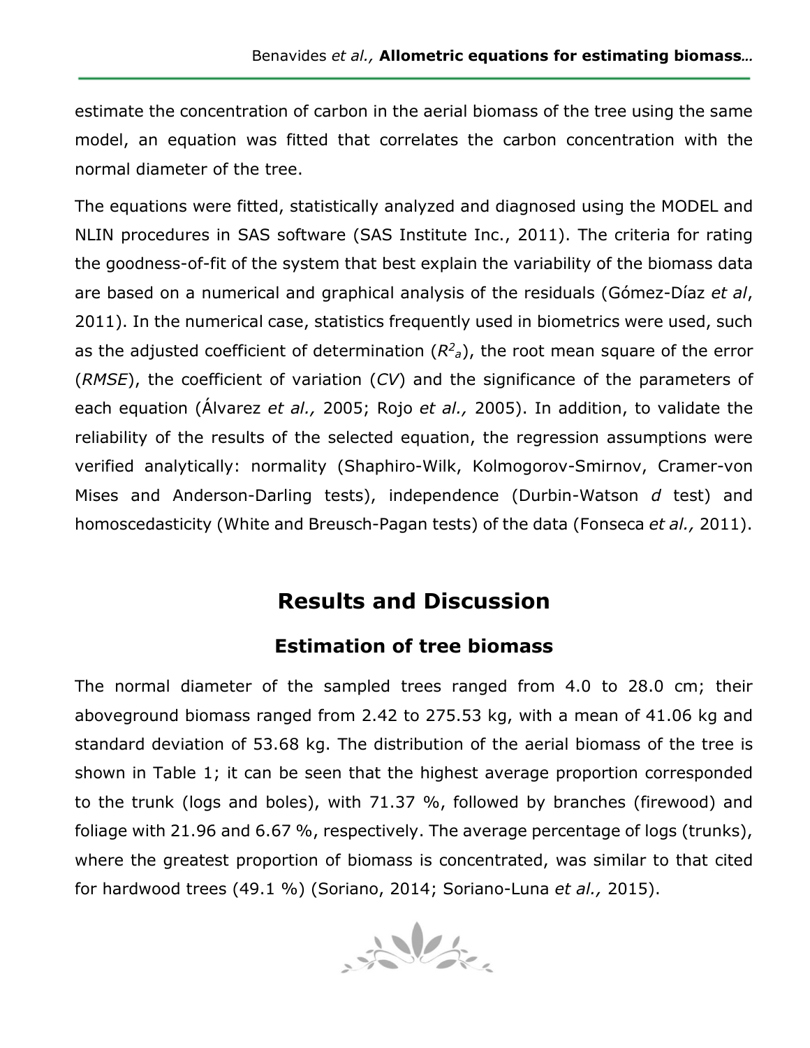estimate the concentration of carbon in the aerial biomass of the tree using the same model, an equation was fitted that correlates the carbon concentration with the normal diameter of the tree.

The equations were fitted, statistically analyzed and diagnosed using the MODEL and NLIN procedures in SAS software (SAS Institute Inc., 2011). The criteria for rating the goodness-of-fit of the system that best explain the variability of the biomass data are based on a numerical and graphical analysis of the residuals (Gómez-Díaz *et al*, 2011). In the numerical case, statistics frequently used in biometrics were used, such as the adjusted coefficient of determination ($R^2_a$), the root mean square of the error (*RMSE*), the coefficient of variation (*CV*) and the significance of the parameters of each equation (Álvarez *et al.,* 2005; Rojo *et al.,* 2005). In addition, to validate the reliability of the results of the selected equation, the regression assumptions were verified analytically: normality (Shaphiro-Wilk, Kolmogorov-Smirnov, Cramer-von Mises and Anderson-Darling tests), independence (Durbin-Watson *d* test) and homoscedasticity (White and Breusch-Pagan tests) of the data (Fonseca *et al.,* 2011).

## Results and Discussion

### Estimation of tree biomass

The normal diameter of the sampled trees ranged from 4.0 to 28.0 cm; their aboveground biomass ranged from 2.42 to 275.53 kg, with a mean of 41.06 kg and standard deviation of 53.68 kg. The distribution of the aerial biomass of the tree is shown in Table 1; it can be seen that the highest average proportion corresponded to the trunk (logs and boles), with 71.37 %, followed by branches (firewood) and foliage with 21.96 and 6.67 %, respectively. The average percentage of logs (trunks), where the greatest proportion of biomass is concentrated, was similar to that cited for hardwood trees (49.1 %) (Soriano, 2014; Soriano-Luna *et al.,* 2015).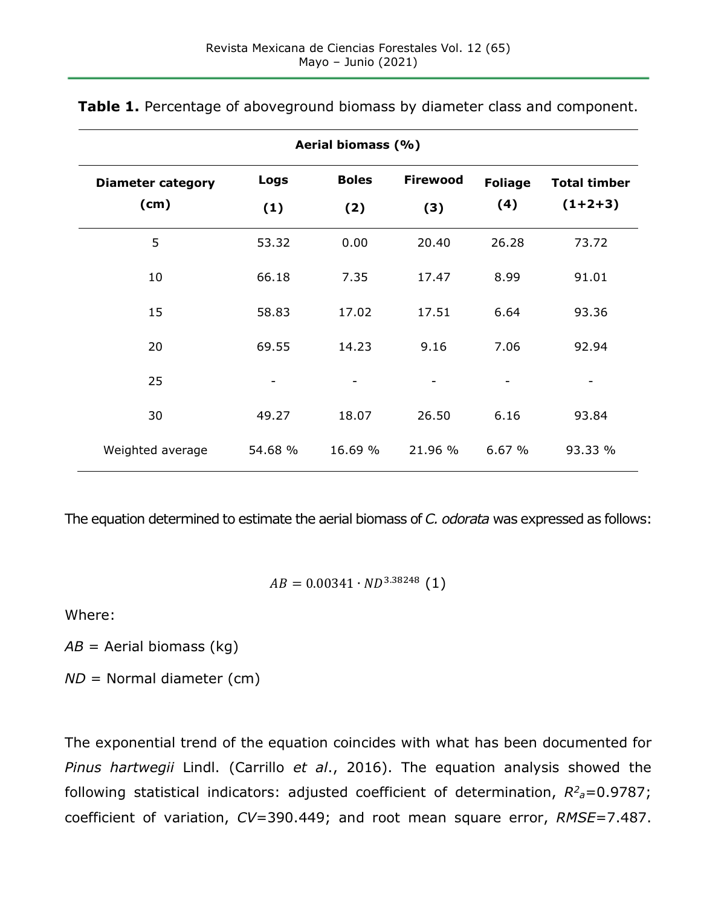**Table 1.** Percentage of aboveground biomass by diameter class and component.

| Diameter category (cm) | Aerial biomass (%) | | | | |
|---|---|---|---|---|---|
| | **Logs (1)** | **Boles (2)** | **Firewood (3)** | **Foliage (4)** | **Total timber (1+2+3)** |
| 5 | 53.32 | 0.00 | 20.40 | 26.28 | 73.72 |
| 10 | 66.18 | 7.35 | 17.47 | 8.99 | 91.01 |
| 15 | 58.83 | 17.02 | 17.51 | 6.64 | 93.36 |
| 20 | 69.55 | 14.23 | 9.16 | 7.06 | 92.94 |
| 25 | - | - | - | - | - |
| 30 | 49.27 | 18.07 | 26.50 | 6.16 | 93.84 |
| Weighted average | 54.68 % | 16.69 % | 21.96 % | 6.67 % | 93.33 % |

The equation determined to estimate the aerial biomass of *C. odorata* was expressed as follows:

$$AB = 0.00341 \cdot ND^{3.38248} \quad (1)$$

Where:

$AB$ = Aerial biomass (kg)

$ND$ = Normal diameter (cm)

The exponential trend of the equation coincides with what has been documented for *Pinus hartwegii* Lindl. (Carrillo *et al.*, 2016). The equation analysis showed the following statistical indicators: adjusted coefficient of determination, $R^2_a$=0.9787; coefficient of variation, $CV$=390.449; and root mean square error, $RMSE$=7.487.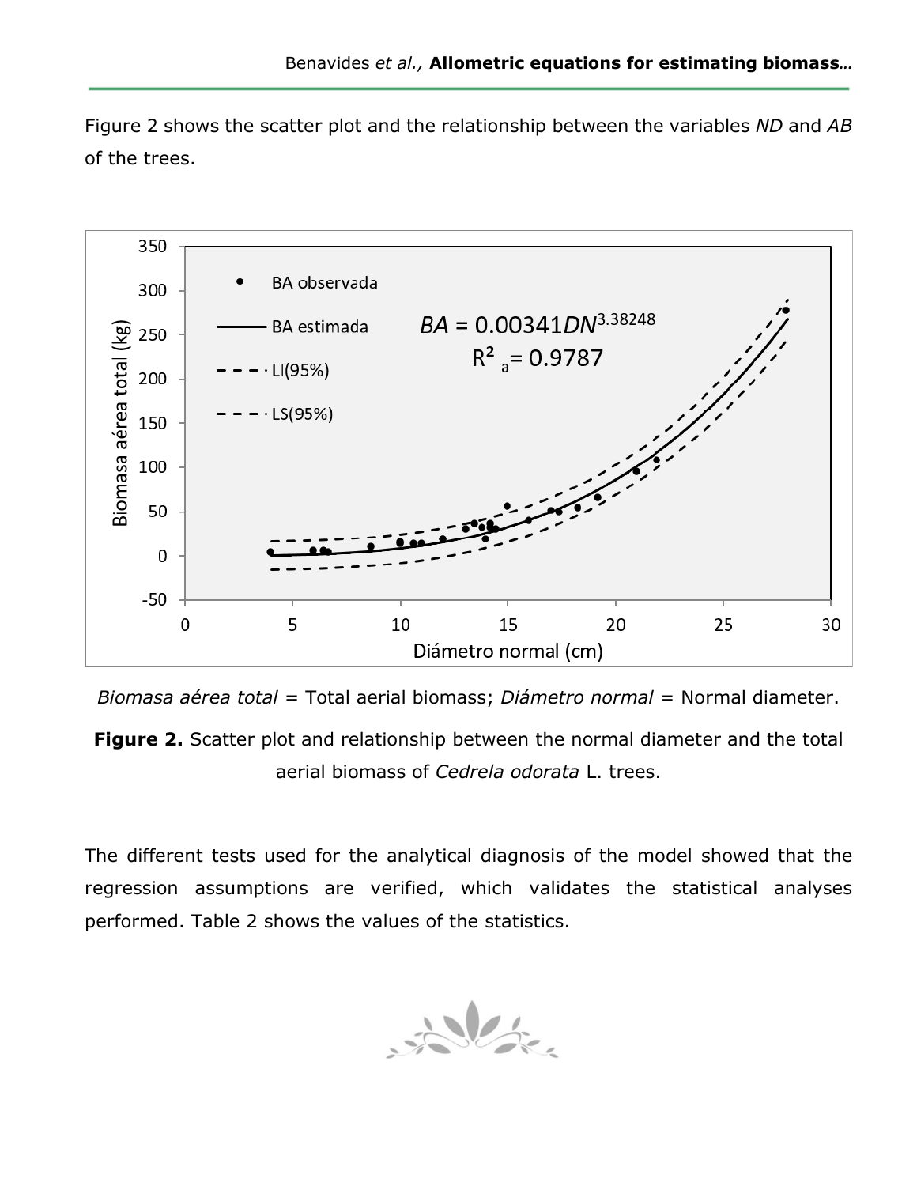Figure 2 shows the scatter plot and the relationship between the variables *ND* and *AB* of the trees.

*Biomasa aérea total* = Total aerial biomass; *Diámetro normal* = Normal diameter.

**Figure 2.** Scatter plot and relationship between the normal diameter and the total aerial biomass of *Cedrela odorata* L. trees.

The different tests used for the analytical diagnosis of the model showed that the regression assumptions are verified, which validates the statistical analyses performed. Table 2 shows the values of the statistics.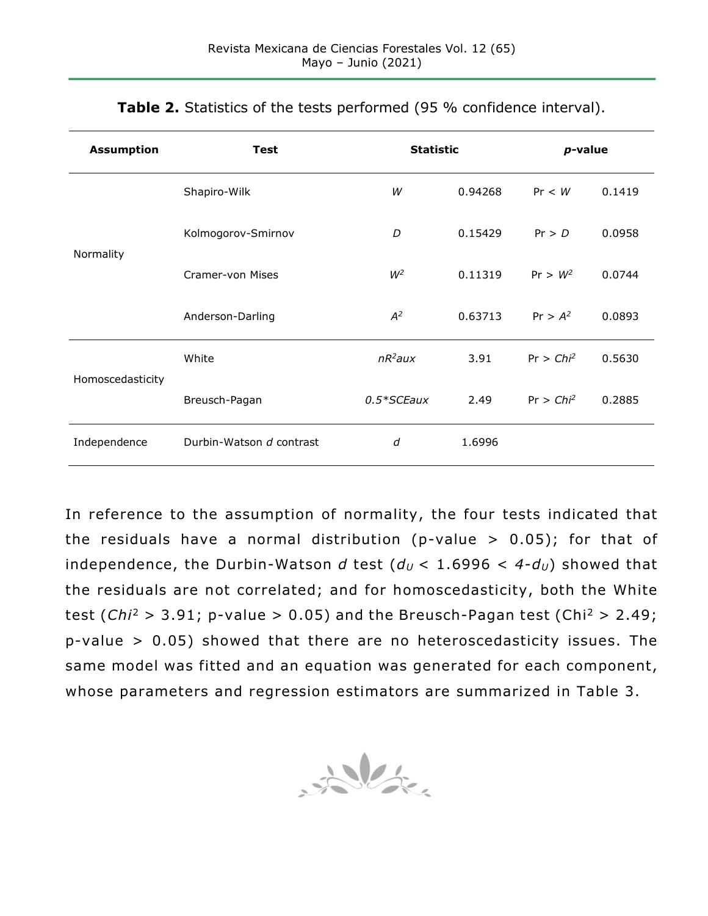**Table 2.** Statistics of the tests performed (95 % confidence interval).

| Assumption | Test | Statistic | | *p*-value | |
|---|---|---|---|---|---|
| Normality | Shapiro-Wilk | $W$ | 0.94268 | Pr < $W$ | 0.1419 |
| | Kolmogorov-Smirnov | $D$ | 0.15429 | Pr > $D$ | 0.0958 |
| | Cramer-von Mises | $W^2$ | 0.11319 | Pr > $W^2$ | 0.0744 |
| | Anderson-Darling | $A^2$ | 0.63713 | Pr > $A^2$ | 0.0893 |
| Homoscedasticity | White | $nR^2aux$ | 3.91 | Pr > $Chi^2$ | 0.5630 |
| | Breusch-Pagan | $0.5*SCEaux$ | 2.49 | Pr > $Chi^2$ | 0.2885 |
| Independence | Durbin-Watson *d* contrast | $d$ | 1.6996 | | |

In reference to the assumption of normality, the four tests indicated that the residuals have a normal distribution (p-value > 0.05); for that of independence, the Durbin-Watson *d* test ($d_U < 1.6996 < 4\text{-}d_U$) showed that the residuals are not correlated; and for homoscedasticity, both the White test ($Chi^2 > 3.91$; p-value > 0.05) and the Breusch-Pagan test ($\text{Chi}^2 > 2.49$; p-value > 0.05) showed that there are no heteroscedasticity issues. The same model was fitted and an equation was generated for each component, whose parameters and regression estimators are summarized in Table 3.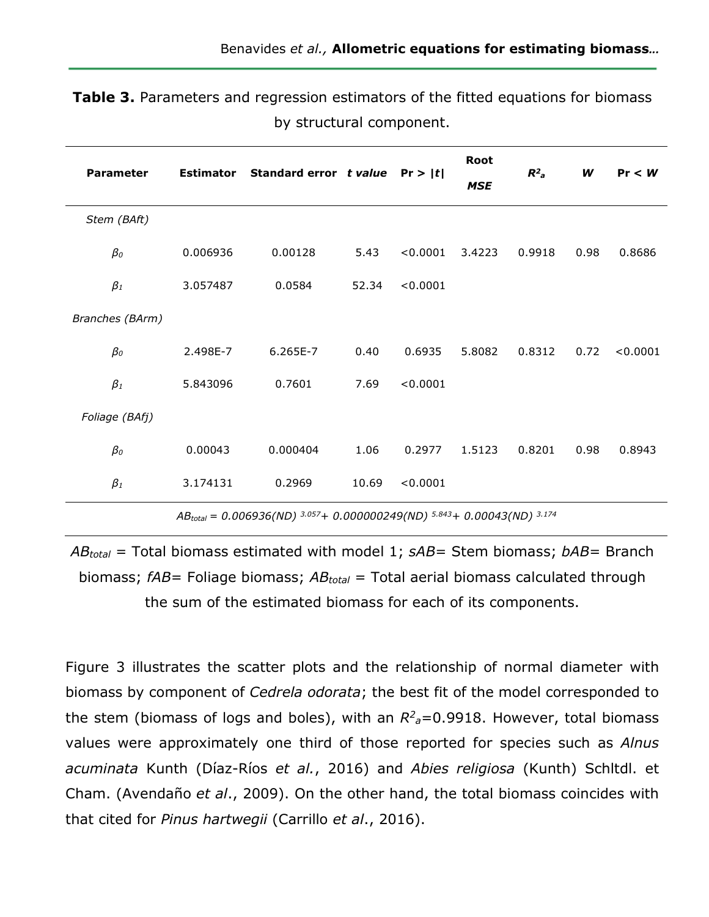**Table 3.** Parameters and regression estimators of the fitted equations for biomass by structural component.

| Parameter | Estimator | Standard error | *t value* | Pr > \|*t*\| | Root *MSE* | $R^2_a$ | *W* | Pr < *W* |
|---|---|---|---|---|---|---|---|---|
| *Stem (BAft)* | | | | | | | | |
| $\beta_0$ | 0.006936 | 0.00128 | 5.43 | <0.0001 | 3.4223 | 0.9918 | 0.98 | 0.8686 |
| $\beta_1$ | 3.057487 | 0.0584 | 52.34 | <0.0001 | | | | |
| *Branches (BArm)* | | | | | | | | |
| $\beta_0$ | 2.498E-7 | 6.265E-7 | 0.40 | 0.6935 | 5.8082 | 0.8312 | 0.72 | <0.0001 |
| $\beta_1$ | 5.843096 | 0.7601 | 7.69 | <0.0001 | | | | |
| *Foliage (BAfj)* | | | | | | | | |
| $\beta_0$ | 0.00043 | 0.000404 | 1.06 | 0.2977 | 1.5123 | 0.8201 | 0.98 | 0.8943 |
| $\beta_1$ | 3.174131 | 0.2969 | 10.69 | <0.0001 | | | | |

$$AB_{total} = 0.006936(ND)^{3.057} + 0.000000249(ND)^{5.843} + 0.00043(ND)^{3.174}$$

$AB_{total}$ = Total biomass estimated with model 1; *sAB*= Stem biomass; *bAB*= Branch biomass; *fAB*= Foliage biomass; $AB_{total}$ = Total aerial biomass calculated through the sum of the estimated biomass for each of its components.

Figure 3 illustrates the scatter plots and the relationship of normal diameter with biomass by component of *Cedrela odorata*; the best fit of the model corresponded to the stem (biomass of logs and boles), with an $R^2_a$=0.9918. However, total biomass values were approximately one third of those reported for species such as *Alnus acuminata* Kunth (Díaz-Ríos *et al.*, 2016) and *Abies religiosa* (Kunth) Schltdl. et Cham. (Avendaño *et al*., 2009). On the other hand, the total biomass coincides with that cited for *Pinus hartwegii* (Carrillo *et al*., 2016).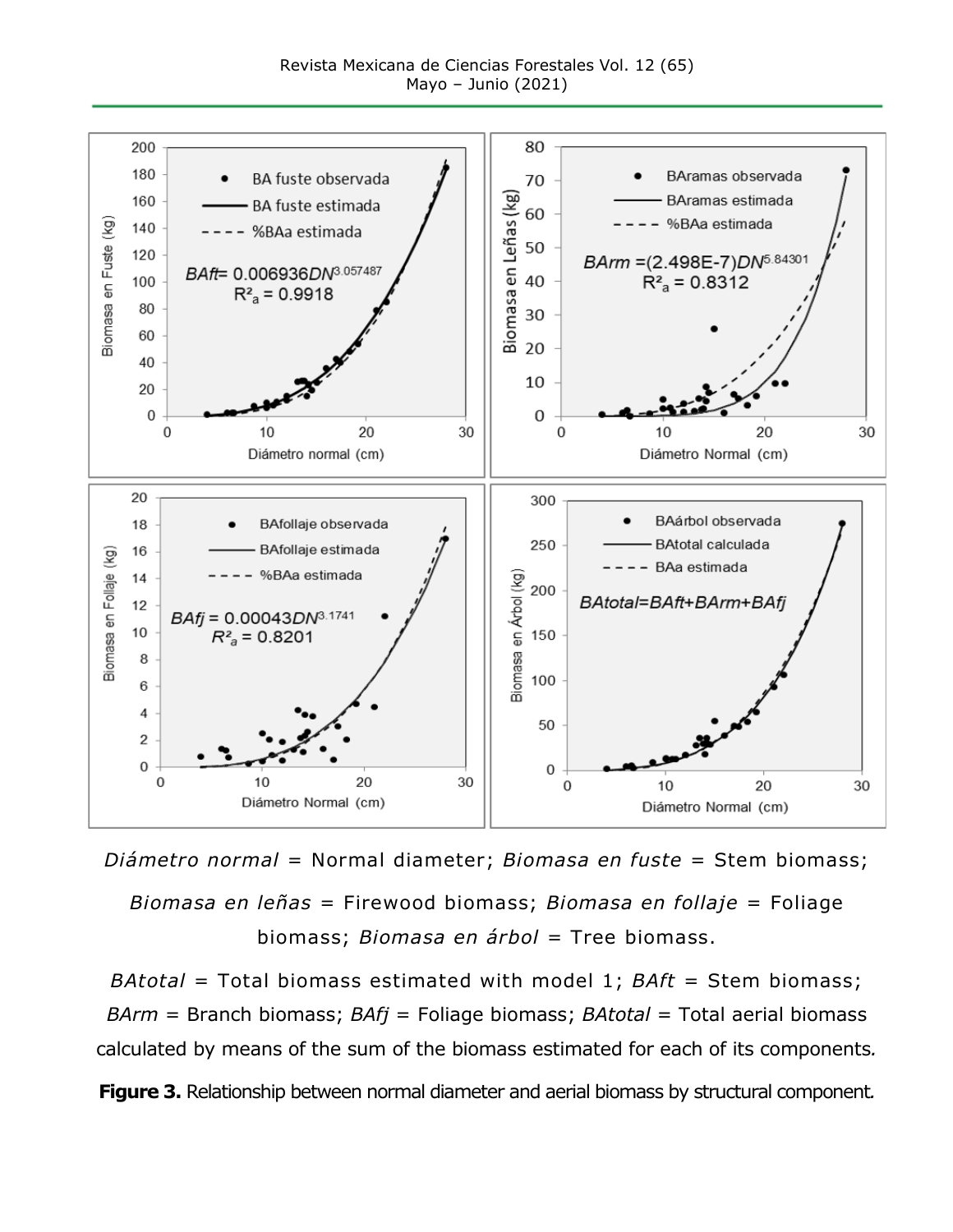*Diámetro normal* = Normal diameter; *Biomasa en fuste* = Stem biomass; *Biomasa en leñas* = Firewood biomass; *Biomasa en follaje* = Foliage biomass; *Biomasa en árbol* = Tree biomass.

*BAtotal* = Total biomass estimated with model 1; *BAft* = Stem biomass; *BArm* = Branch biomass; *BAfj* = Foliage biomass; *BAtotal* = Total aerial biomass calculated by means of the sum of the biomass estimated for each of its components.

**Figure 3.** Relationship between normal diameter and aerial biomass by structural component.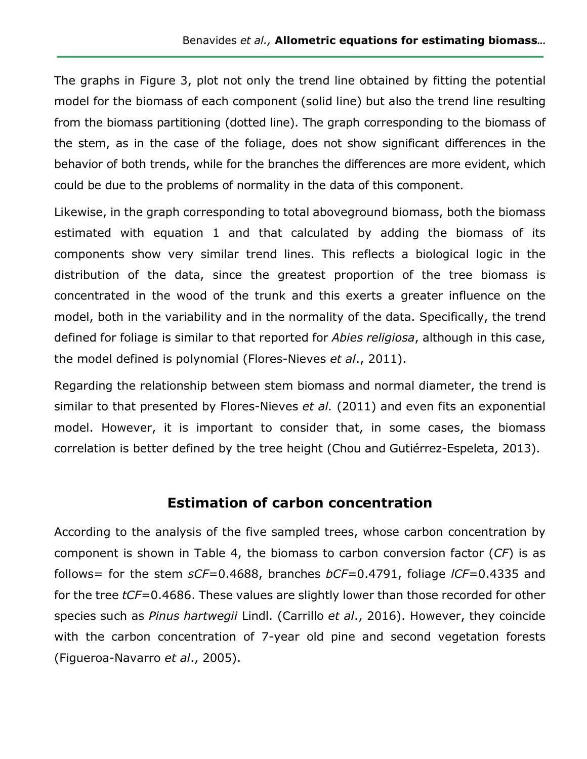The graphs in Figure 3, plot not only the trend line obtained by fitting the potential model for the biomass of each component (solid line) but also the trend line resulting from the biomass partitioning (dotted line). The graph corresponding to the biomass of the stem, as in the case of the foliage, does not show significant differences in the behavior of both trends, while for the branches the differences are more evident, which could be due to the problems of normality in the data of this component.

Likewise, in the graph corresponding to total aboveground biomass, both the biomass estimated with equation 1 and that calculated by adding the biomass of its components show very similar trend lines. This reflects a biological logic in the distribution of the data, since the greatest proportion of the tree biomass is concentrated in the wood of the trunk and this exerts a greater influence on the model, both in the variability and in the normality of the data. Specifically, the trend defined for foliage is similar to that reported for *Abies religiosa*, although in this case, the model defined is polynomial (Flores-Nieves *et al*., 2011).

Regarding the relationship between stem biomass and normal diameter, the trend is similar to that presented by Flores-Nieves *et al.* (2011) and even fits an exponential model. However, it is important to consider that, in some cases, the biomass correlation is better defined by the tree height (Chou and Gutiérrez-Espeleta, 2013).

## Estimation of carbon concentration

According to the analysis of the five sampled trees, whose carbon concentration by component is shown in Table 4, the biomass to carbon conversion factor (*CF*) is as follows= for the stem *sCF*=0.4688, branches *bCF*=0.4791, foliage *lCF*=0.4335 and for the tree *tCF*=0.4686. These values are slightly lower than those recorded for other species such as *Pinus hartwegii* Lindl. (Carrillo *et al*., 2016). However, they coincide with the carbon concentration of 7-year old pine and second vegetation forests (Figueroa-Navarro *et al*., 2005).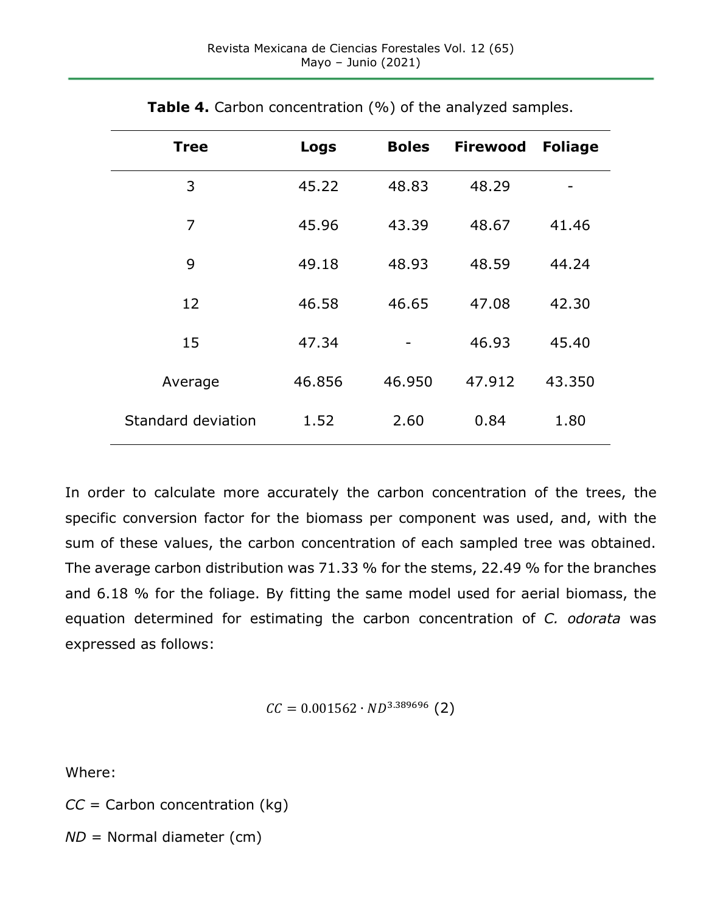**Table 4.** Carbon concentration (%) of the analyzed samples.

| Tree | Logs | Boles | Firewood | Foliage |
|---|---|---|---|---|
| 3 | 45.22 | 48.83 | 48.29 | - |
| 7 | 45.96 | 43.39 | 48.67 | 41.46 |
| 9 | 49.18 | 48.93 | 48.59 | 44.24 |
| 12 | 46.58 | 46.65 | 47.08 | 42.30 |
| 15 | 47.34 | - | 46.93 | 45.40 |
| Average | 46.856 | 46.950 | 47.912 | 43.350 |
| Standard deviation | 1.52 | 2.60 | 0.84 | 1.80 |

In order to calculate more accurately the carbon concentration of the trees, the specific conversion factor for the biomass per component was used, and, with the sum of these values, the carbon concentration of each sampled tree was obtained. The average carbon distribution was 71.33 % for the stems, 22.49 % for the branches and 6.18 % for the foliage. By fitting the same model used for aerial biomass, the equation determined for estimating the carbon concentration of *C. odorata* was expressed as follows:

$$CC = 0.001562 \cdot ND^{3.389696} \quad (2)$$

Where:

$CC$ = Carbon concentration (kg)

$ND$ = Normal diameter (cm)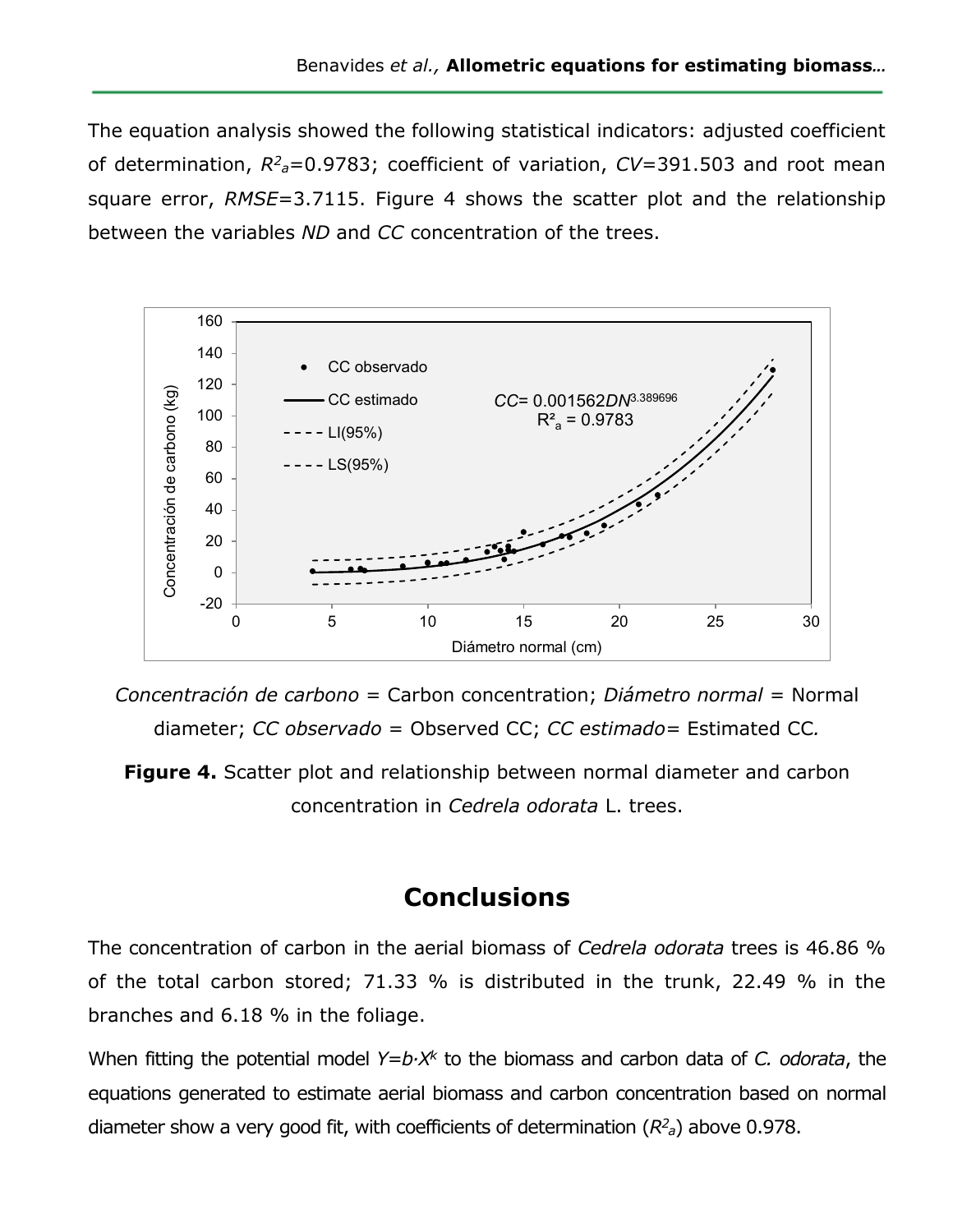The equation analysis showed the following statistical indicators: adjusted coefficient of determination, $R^2_a$=0.9783; coefficient of variation, *CV*=391.503 and root mean square error, *RMSE*=3.7115. Figure 4 shows the scatter plot and the relationship between the variables *ND* and *CC* concentration of the trees.

*Concentración de carbono* = Carbon concentration; *Diámetro normal* = Normal diameter; *CC observado* = Observed CC; *CC estimado*= Estimated CC.

**Figure 4.** Scatter plot and relationship between normal diameter and carbon concentration in *Cedrela odorata* L. trees.

# Conclusions

The concentration of carbon in the aerial biomass of *Cedrela odorata* trees is 46.86 % of the total carbon stored; 71.33 % is distributed in the trunk, 22.49 % in the branches and 6.18 % in the foliage.

When fitting the potential model $Y=b \cdot X^k$ to the biomass and carbon data of *C. odorata*, the equations generated to estimate aerial biomass and carbon concentration based on normal diameter show a very good fit, with coefficients of determination ($R^2_a$) above 0.978.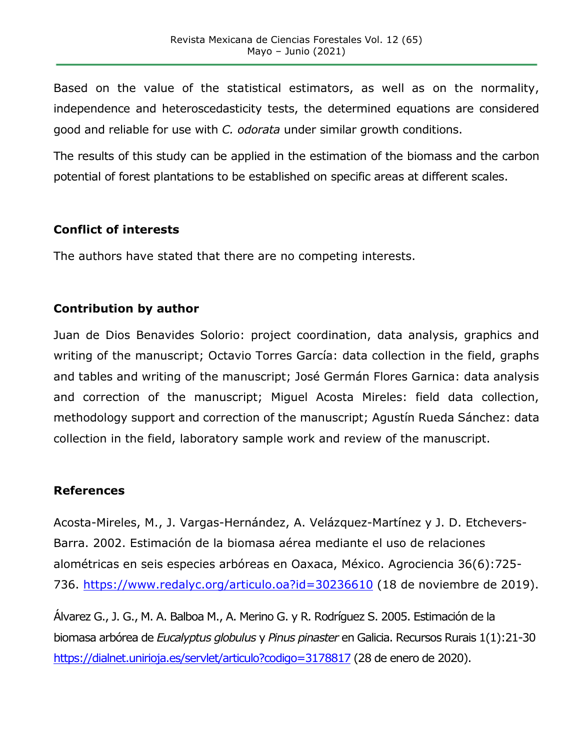Based on the value of the statistical estimators, as well as on the normality, independence and heteroscedasticity tests, the determined equations are considered good and reliable for use with *C. odorata* under similar growth conditions.

The results of this study can be applied in the estimation of the biomass and the carbon potential of forest plantations to be established on specific areas at different scales.

## Conflict of interests

The authors have stated that there are no competing interests.

## Contribution by author

Juan de Dios Benavides Solorio: project coordination, data analysis, graphics and writing of the manuscript; Octavio Torres García: data collection in the field, graphs and tables and writing of the manuscript; José Germán Flores Garnica: data analysis and correction of the manuscript; Miguel Acosta Mireles: field data collection, methodology support and correction of the manuscript; Agustín Rueda Sánchez: data collection in the field, laboratory sample work and review of the manuscript.

## References

Acosta-Mireles, M., J. Vargas-Hernández, A. Velázquez-Martínez y J. D. Etchevers-Barra. 2002. Estimación de la biomasa aérea mediante el uso de relaciones alométricas en seis especies arbóreas en Oaxaca, México. Agrociencia 36(6):725-736. https://www.redalyc.org/articulo.oa?id=30236610 (18 de noviembre de 2019).

Álvarez G., J. G., M. A. Balboa M., A. Merino G. y R. Rodríguez S. 2005. Estimación de la biomasa arbórea de *Eucalyptus globulus* y *Pinus pinaster* en Galicia. Recursos Rurais 1(1):21-30 https://dialnet.unirioja.es/servlet/articulo?codigo=3178817 (28 de enero de 2020).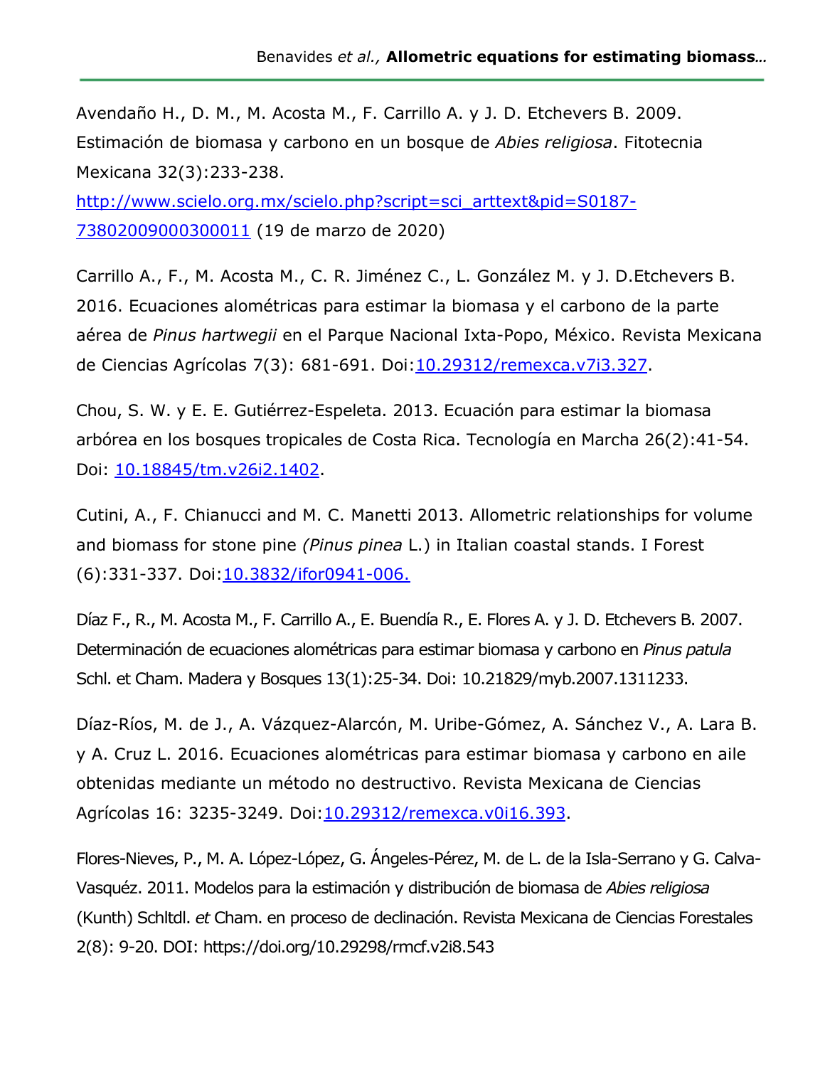Avendaño H., D. M., M. Acosta M., F. Carrillo A. y J. D. Etchevers B. 2009. Estimación de biomasa y carbono en un bosque de *Abies religiosa*. Fitotecnia Mexicana 32(3):233-238. [http://www.scielo.org.mx/scielo.php?script=sci_arttext&pid=S0187-73802009000300011](http://www.scielo.org.mx/scielo.php?script=sci_arttext&pid=S0187-73802009000300011) (19 de marzo de 2020)

Carrillo A., F., M. Acosta M., C. R. Jiménez C., L. González M. y J. D.Etchevers B. 2016. Ecuaciones alométricas para estimar la biomasa y el carbono de la parte aérea de *Pinus hartwegii* en el Parque Nacional Ixta-Popo, México. Revista Mexicana de Ciencias Agrícolas 7(3): 681-691. Doi:10.29312/remexca.v7i3.327.

Chou, S. W. y E. E. Gutiérrez-Espeleta. 2013. Ecuación para estimar la biomasa arbórea en los bosques tropicales de Costa Rica. Tecnología en Marcha 26(2):41-54. Doi: 10.18845/tm.v26i2.1402.

Cutini, A., F. Chianucci and M. C. Manetti 2013. Allometric relationships for volume and biomass for stone pine *(Pinus pinea* L.) in Italian coastal stands. I Forest (6):331-337. Doi:10.3832/ifor0941-006.

Díaz F., R., M. Acosta M., F. Carrillo A., E. Buendía R., E. Flores A. y J. D. Etchevers B. 2007. Determinación de ecuaciones alométricas para estimar biomasa y carbono en *Pinus patula* Schl. et Cham. Madera y Bosques 13(1):25-34. Doi: 10.21829/myb.2007.1311233.

Díaz-Ríos, M. de J., A. Vázquez-Alarcón, M. Uribe-Gómez, A. Sánchez V., A. Lara B. y A. Cruz L. 2016. Ecuaciones alométricas para estimar biomasa y carbono en aile obtenidas mediante un método no destructivo. Revista Mexicana de Ciencias Agrícolas 16: 3235-3249. Doi:10.29312/remexca.v0i16.393.

Flores-Nieves, P., M. A. López-López, G. Ángeles-Pérez, M. de L. de la Isla-Serrano y G. Calva-Vasquéz. 2011. Modelos para la estimación y distribución de biomasa de *Abies religiosa* (Kunth) Schltdl. *et* Cham. en proceso de declinación. Revista Mexicana de Ciencias Forestales 2(8): 9-20. DOI: https://doi.org/10.29298/rmcf.v2i8.543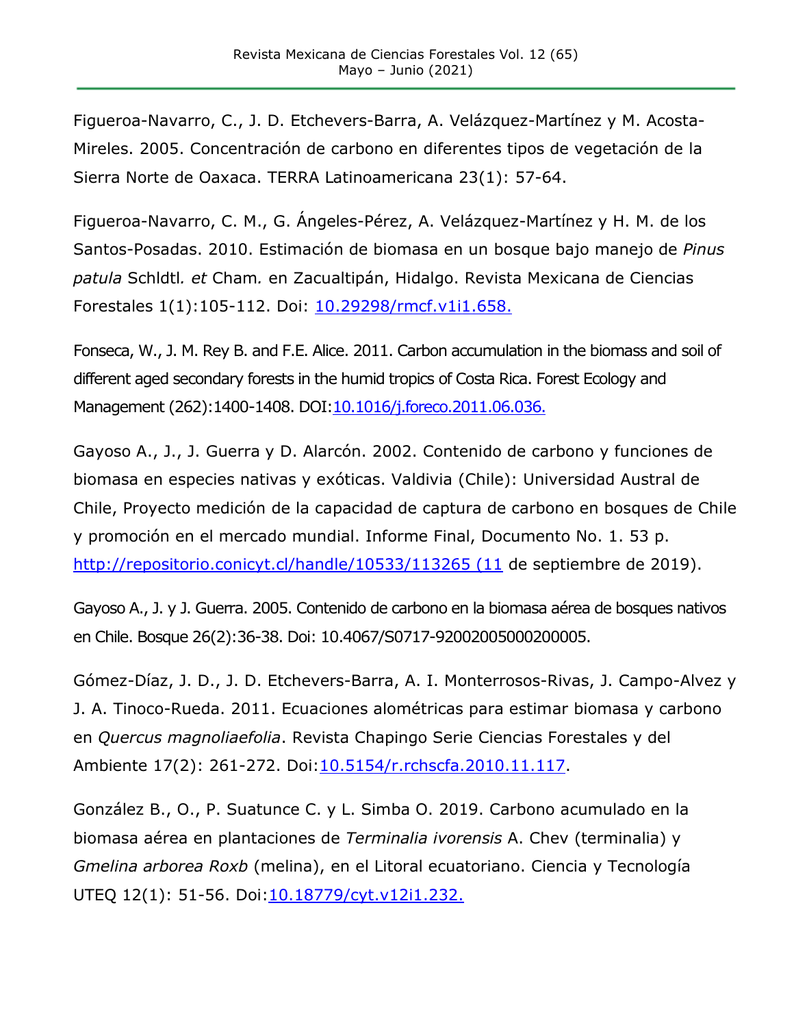Figueroa-Navarro, C., J. D. Etchevers-Barra, A. Velázquez-Martínez y M. Acosta-Mireles. 2005. Concentración de carbono en diferentes tipos de vegetación de la Sierra Norte de Oaxaca. TERRA Latinoamericana 23(1): 57-64.

Figueroa-Navarro, C. M., G. Ángeles-Pérez, A. Velázquez-Martínez y H. M. de los Santos-Posadas. 2010. Estimación de biomasa en un bosque bajo manejo de *Pinus patula* Schldtl*. et* Cham*.* en Zacualtipán, Hidalgo. Revista Mexicana de Ciencias Forestales 1(1):105-112. Doi: 10.29298/rmcf.v1i1.658.

Fonseca, W., J. M. Rey B. and F.E. Alice. 2011. Carbon accumulation in the biomass and soil of different aged secondary forests in the humid tropics of Costa Rica. Forest Ecology and Management (262):1400-1408. DOI:10.1016/j.foreco.2011.06.036.

Gayoso A., J., J. Guerra y D. Alarcón. 2002. Contenido de carbono y funciones de biomasa en especies nativas y exóticas. Valdivia (Chile): Universidad Austral de Chile, Proyecto medición de la capacidad de captura de carbono en bosques de Chile y promoción en el mercado mundial. Informe Final, Documento No. 1. 53 p. http://repositorio.conicyt.cl/handle/10533/113265 (11 de septiembre de 2019).

Gayoso A., J. y J. Guerra. 2005. Contenido de carbono en la biomasa aérea de bosques nativos en Chile. Bosque 26(2):36-38. Doi: 10.4067/S0717-92002005000200005.

Gómez-Díaz, J. D., J. D. Etchevers-Barra, A. I. Monterrosos-Rivas, J. Campo-Alvez y J. A. Tinoco-Rueda. 2011. Ecuaciones alométricas para estimar biomasa y carbono en *Quercus magnoliaefolia*. Revista Chapingo Serie Ciencias Forestales y del Ambiente 17(2): 261-272. Doi:10.5154/r.rchscfa.2010.11.117.

González B., O., P. Suatunce C. y L. Simba O. 2019. Carbono acumulado en la biomasa aérea en plantaciones de *Terminalia ivorensis* A. Chev (terminalia) y *Gmelina arborea Roxb* (melina), en el Litoral ecuatoriano. Ciencia y Tecnología UTEQ 12(1): 51-56. Doi:10.18779/cyt.v12i1.232.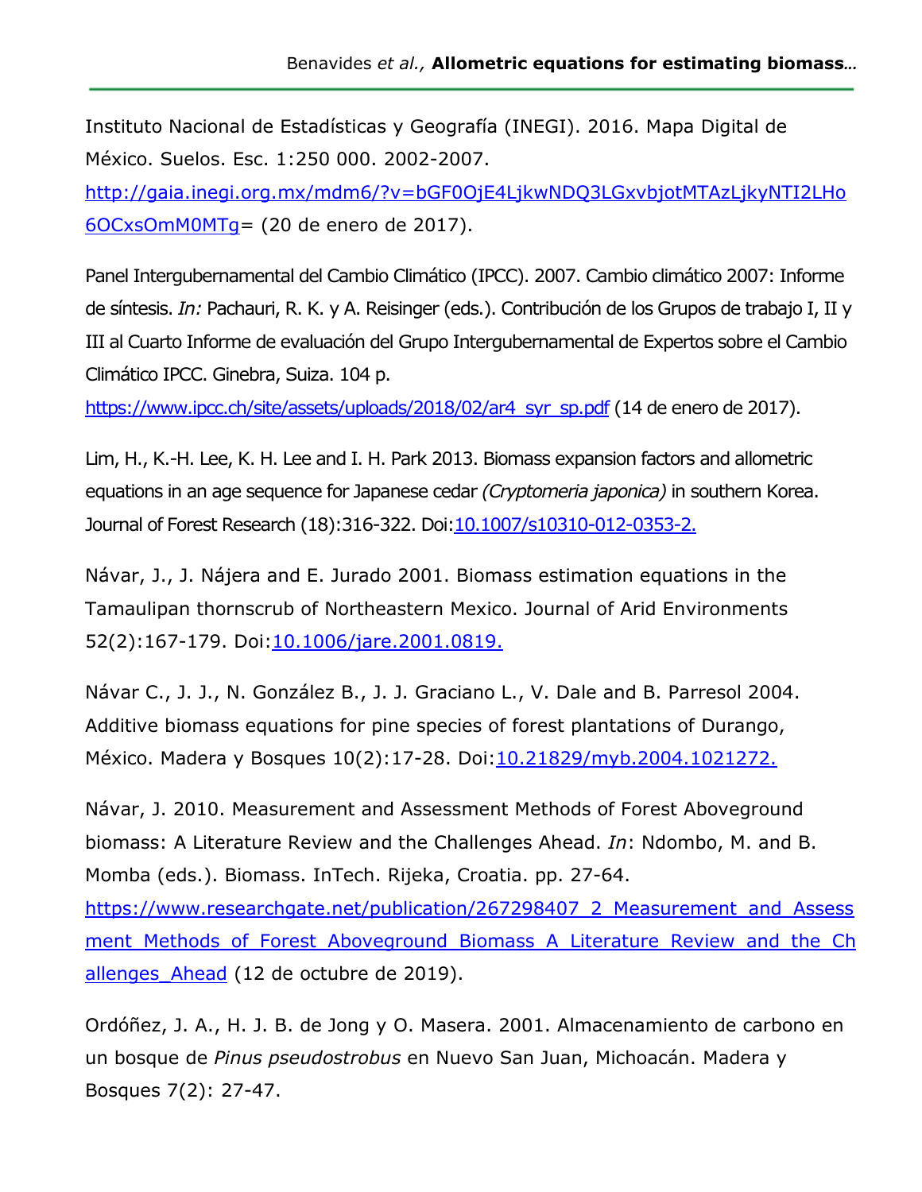Instituto Nacional de Estadísticas y Geografía (INEGI). 2016. Mapa Digital de México. Suelos. Esc. 1:250 000. 2002-2007. http://gaia.inegi.org.mx/mdm6/?v=bGF0OjE4LjkwNDQ3LGxvbjotMTAzLjkyNTI2LHo6OCxsOmM0MTg= (20 de enero de 2017).

Panel Intergubernamental del Cambio Climático (IPCC). 2007. Cambio climático 2007: Informe de síntesis. *In:* Pachauri, R. K. y A. Reisinger (eds.). Contribución de los Grupos de trabajo I, II y III al Cuarto Informe de evaluación del Grupo Intergubernamental de Expertos sobre el Cambio Climático IPCC. Ginebra, Suiza. 104 p. https://www.ipcc.ch/site/assets/uploads/2018/02/ar4_syr_sp.pdf (14 de enero de 2017).

Lim, H., K.-H. Lee, K. H. Lee and I. H. Park 2013. Biomass expansion factors and allometric equations in an age sequence for Japanese cedar *(Cryptomeria japonica)* in southern Korea. Journal of Forest Research (18):316-322. Doi:10.1007/s10310-012-0353-2.

Návar, J., J. Nájera and E. Jurado 2001. Biomass estimation equations in the Tamaulipan thornscrub of Northeastern Mexico. Journal of Arid Environments 52(2):167-179. Doi:10.1006/jare.2001.0819.

Návar C., J. J., N. González B., J. J. Graciano L., V. Dale and B. Parresol 2004. Additive biomass equations for pine species of forest plantations of Durango, México. Madera y Bosques 10(2):17-28. Doi:10.21829/myb.2004.1021272.

Návar, J. 2010. Measurement and Assessment Methods of Forest Aboveground biomass: A Literature Review and the Challenges Ahead. *In*: Ndombo, M. and B. Momba (eds.). Biomass. InTech. Rijeka, Croatia. pp. 27-64. https://www.researchgate.net/publication/267298407_2_Measurement_and_Assessment_Methods_of_Forest_Aboveground_Biomass_A_Literature_Review_and_the_Challenges_Ahead (12 de octubre de 2019).

Ordóñez, J. A., H. J. B. de Jong y O. Masera. 2001. Almacenamiento de carbono en un bosque de *Pinus pseudostrobus* en Nuevo San Juan, Michoacán. Madera y Bosques 7(2): 27-47.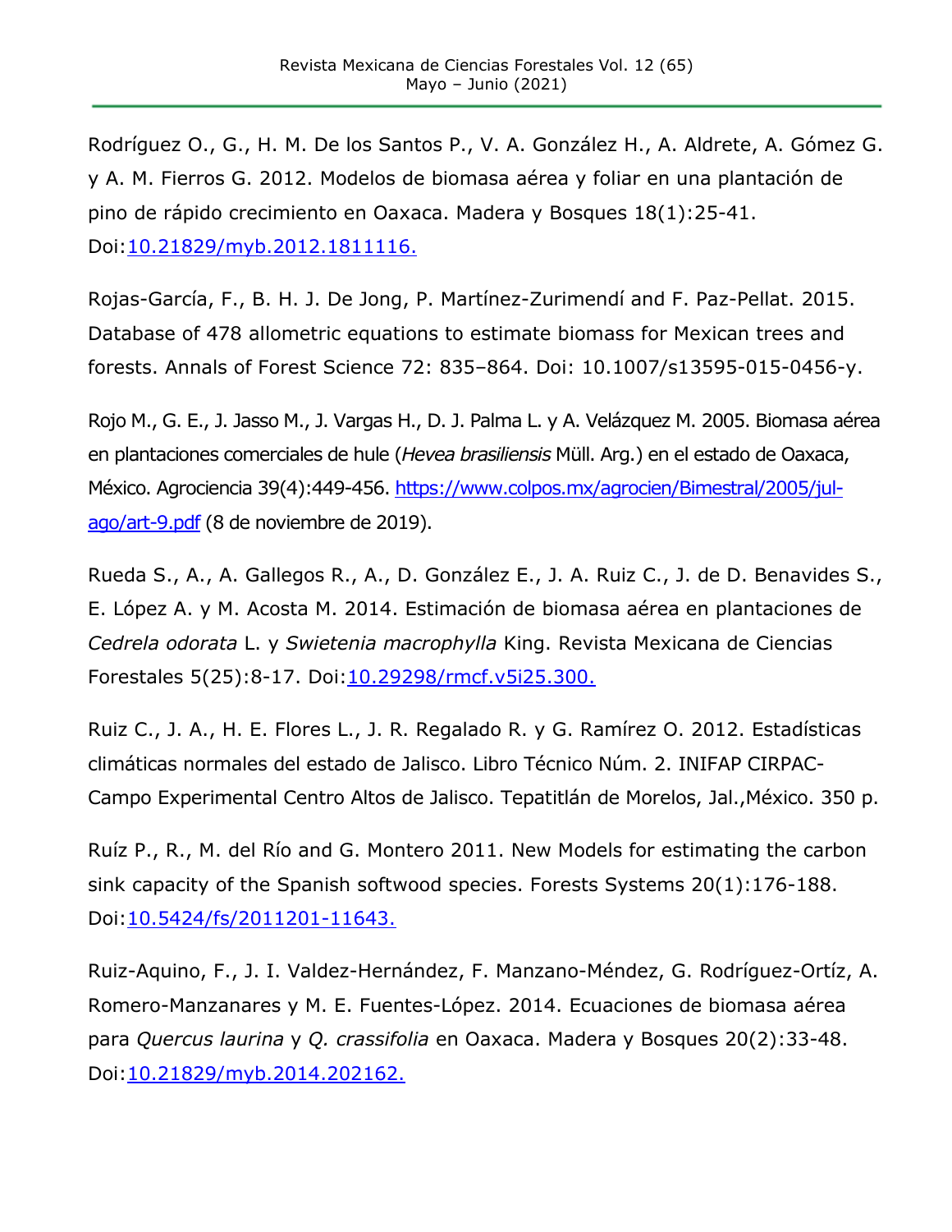Rodríguez O., G., H. M. De los Santos P., V. A. González H., A. Aldrete, A. Gómez G. y A. M. Fierros G. 2012. Modelos de biomasa aérea y foliar en una plantación de pino de rápido crecimiento en Oaxaca. Madera y Bosques 18(1):25-41. Doi:10.21829/myb.2012.1811116.

Rojas-García, F., B. H. J. De Jong, P. Martínez-Zurimendí and F. Paz-Pellat. 2015. Database of 478 allometric equations to estimate biomass for Mexican trees and forests. Annals of Forest Science 72: 835–864. Doi: 10.1007/s13595-015-0456-y.

Rojo M., G. E., J. Jasso M., J. Vargas H., D. J. Palma L. y A. Velázquez M. 2005. Biomasa aérea en plantaciones comerciales de hule (*Hevea brasiliensis* Müll. Arg.) en el estado de Oaxaca, México. Agrociencia 39(4):449-456. https://www.colpos.mx/agrocien/Bimestral/2005/jul-ago/art-9.pdf (8 de noviembre de 2019).

Rueda S., A., A. Gallegos R., A., D. González E., J. A. Ruiz C., J. de D. Benavides S., E. López A. y M. Acosta M. 2014. Estimación de biomasa aérea en plantaciones de *Cedrela odorata* L. y *Swietenia macrophylla* King. Revista Mexicana de Ciencias Forestales 5(25):8-17. Doi:10.29298/rmcf.v5i25.300.

Ruiz C., J. A., H. E. Flores L., J. R. Regalado R. y G. Ramírez O. 2012. Estadísticas climáticas normales del estado de Jalisco. Libro Técnico Núm. 2. INIFAP CIRPAC-Campo Experimental Centro Altos de Jalisco. Tepatitlán de Morelos, Jal.,México. 350 p.

Ruíz P., R., M. del Río and G. Montero 2011. New Models for estimating the carbon sink capacity of the Spanish softwood species. Forests Systems 20(1):176-188. Doi:10.5424/fs/2011201-11643.

Ruiz-Aquino, F., J. I. Valdez-Hernández, F. Manzano-Méndez, G. Rodríguez-Ortíz, A. Romero-Manzanares y M. E. Fuentes-López. 2014. Ecuaciones de biomasa aérea para *Quercus laurina* y *Q. crassifolia* en Oaxaca. Madera y Bosques 20(2):33-48. Doi:10.21829/myb.2014.202162.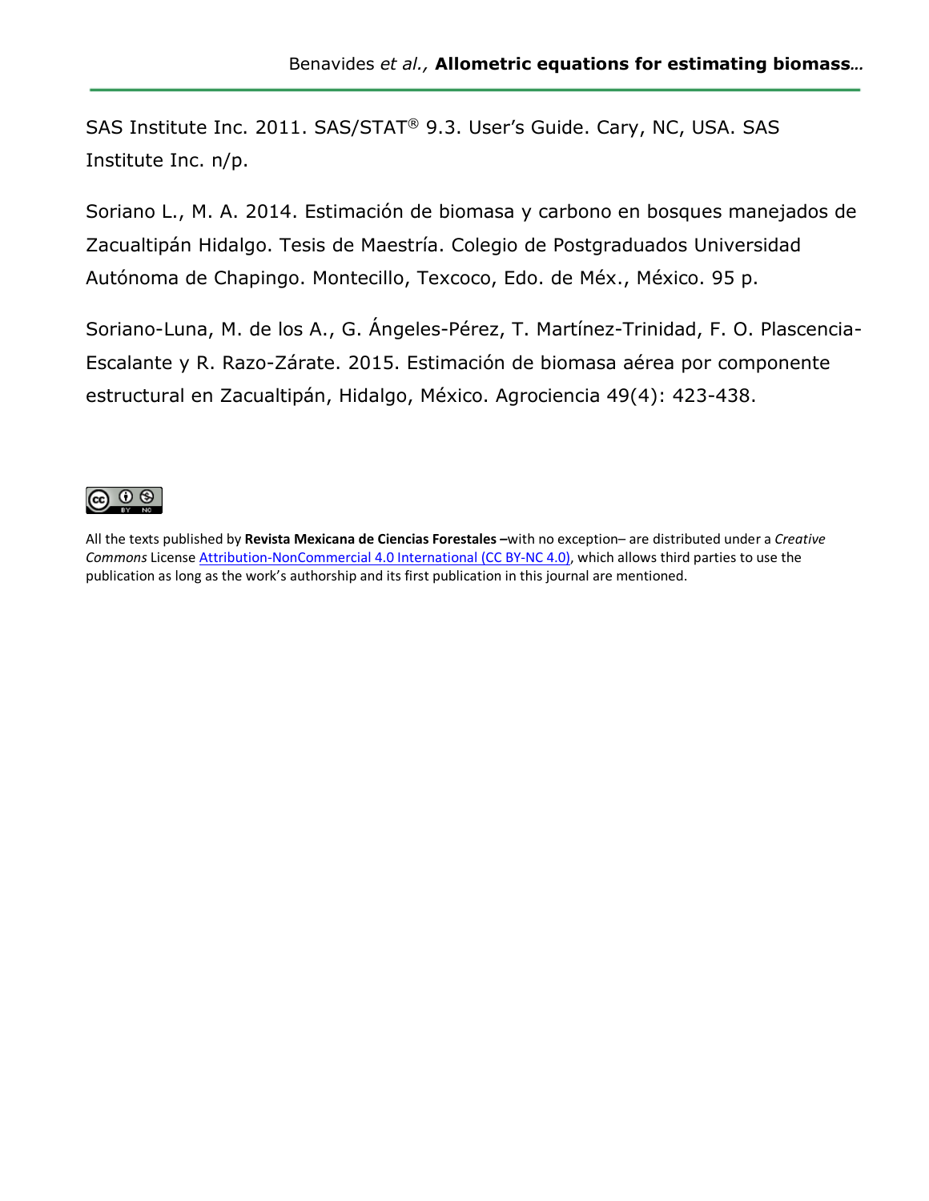SAS Institute Inc. 2011. SAS/STAT® 9.3. User's Guide. Cary, NC, USA. SAS Institute Inc. n/p.

Soriano L., M. A. 2014. Estimación de biomasa y carbono en bosques manejados de Zacualtipán Hidalgo. Tesis de Maestría. Colegio de Postgraduados Universidad Autónoma de Chapingo. Montecillo, Texcoco, Edo. de Méx., México. 95 p.

Soriano-Luna, M. de los A., G. Ángeles-Pérez, T. Martínez-Trinidad, F. O. Plascencia-Escalante y R. Razo-Zárate. 2015. Estimación de biomasa aérea por componente estructural en Zacualtipán, Hidalgo, México. Agrociencia 49(4): 423-438.

All the texts published by **Revista Mexicana de Ciencias Forestales –**with no exception– are distributed under a *Creative Commons* License [Attribution-NonCommercial 4.0 International (CC BY-NC 4.0)](https://creativecommons.org/licenses/by-nc/4.0/), which allows third parties to use the publication as long as the work's authorship and its first publication in this journal are mentioned.